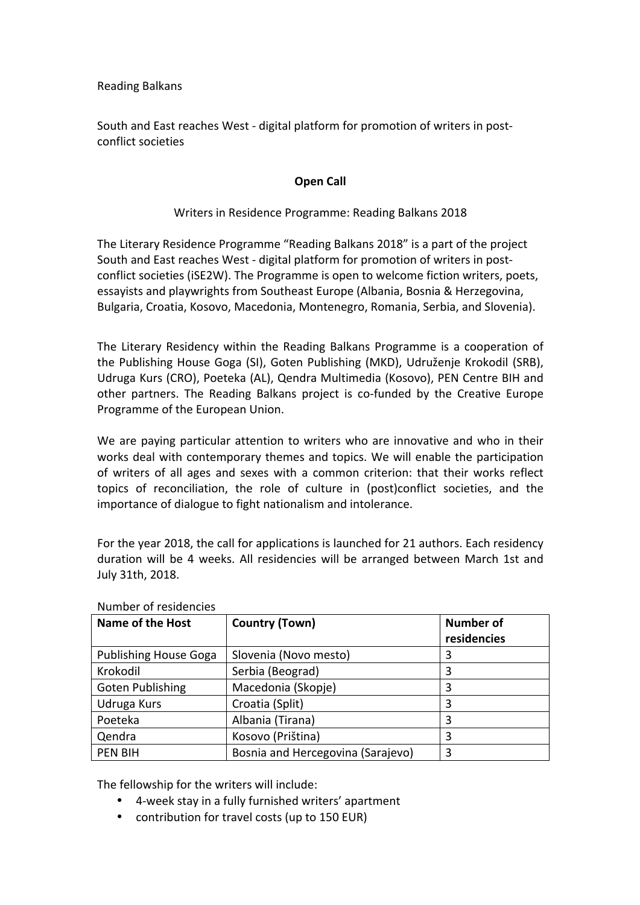Reading Balkans

South and East reaches West - digital platform for promotion of writers in post-conflict societies

**Open Call**

Writers in Residence Programme: Reading Balkans 2018

The Literary Residence Programme "Reading Balkans 2018" is a part of the project South and East reaches West - digital platform for promotion of writers in post-conflict societies (iSE2W). The Programme is open to welcome fiction writers, poets, essayists and playwrights from Southeast Europe (Albania, Bosnia & Herzegovina, Bulgaria, Croatia, Kosovo, Macedonia, Montenegro, Romania, Serbia, and Slovenia).

The Literary Residency within the Reading Balkans Programme is a cooperation of the Publishing House Goga (SI), Goten Publishing (MKD), Udruženje Krokodil (SRB), Udruga Kurs (CRO), Poeteka (AL), Qendra Multimedia (Kosovo), PEN Centre BIH and other partners. The Reading Balkans project is co-funded by the Creative Europe Programme of the European Union.

We are paying particular attention to writers who are innovative and who in their works deal with contemporary themes and topics. We will enable the participation of writers of all ages and sexes with a common criterion: that their works reflect topics of reconciliation, the role of culture in (post)conflict societies, and the importance of dialogue to fight nationalism and intolerance.

For the year 2018, the call for applications is launched for 21 authors. Each residency duration will be 4 weeks. All residencies will be arranged between March 1st and July 31th, 2018.

Number of residencies

| Name of the Host | Country (Town) | Number of residencies |
|---|---|---|
| Publishing House Goga | Slovenia (Novo mesto) | 3 |
| Krokodil | Serbia (Beograd) | 3 |
| Goten Publishing | Macedonia (Skopje) | 3 |
| Udruga Kurs | Croatia (Split) | 3 |
| Poeteka | Albania (Tirana) | 3 |
| Qendra | Kosovo (Priština) | 3 |
| PEN BIH | Bosnia and Hercegovina (Sarajevo) | 3 |

The fellowship for the writers will include:

- 4-week stay in a fully furnished writers' apartment
- contribution for travel costs (up to 150 EUR)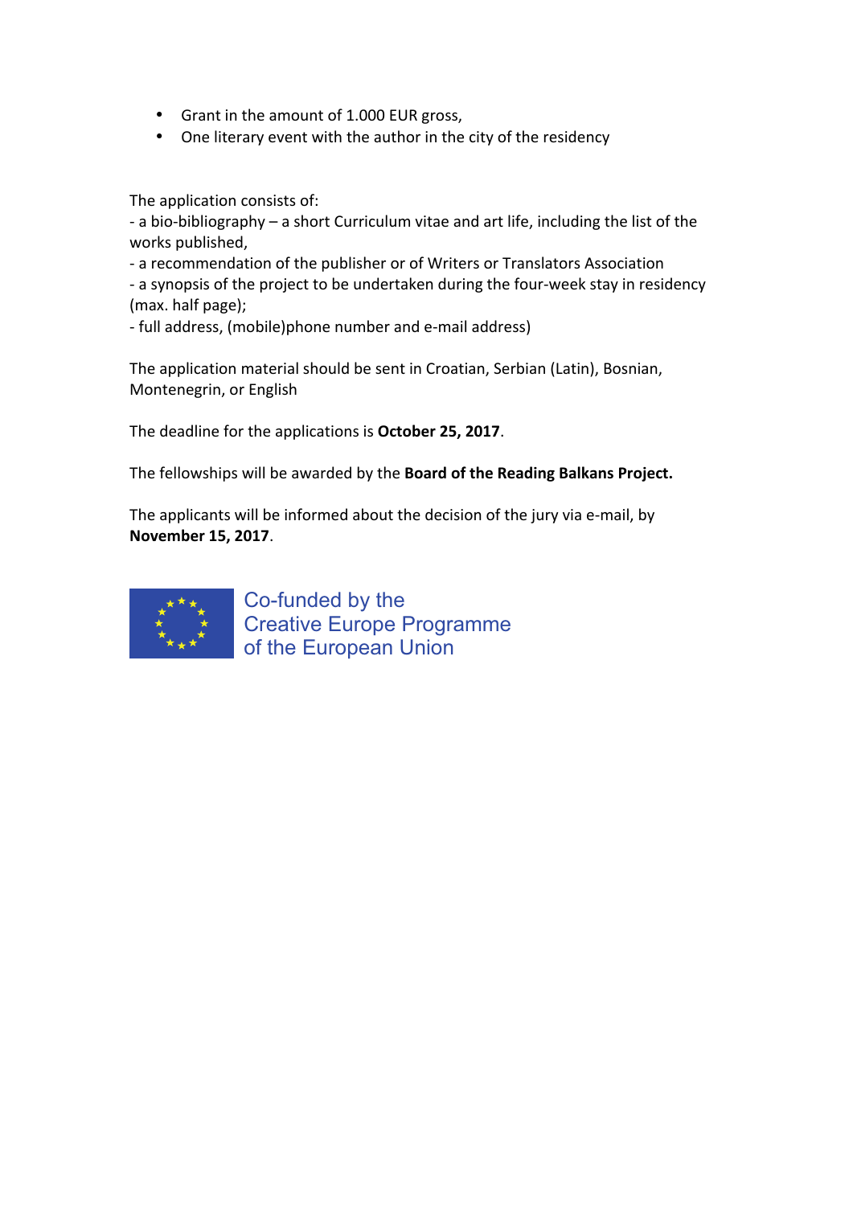- Grant in the amount of 1.000 EUR gross,
- One literary event with the author in the city of the residency

The application consists of:
- a bio-bibliography – a short Curriculum vitae and art life, including the list of the works published,
- a recommendation of the publisher or of Writers or Translators Association
- a synopsis of the project to be undertaken during the four-week stay in residency (max. half page);
- full address, (mobile)phone number and e-mail address)

The application material should be sent in Croatian, Serbian (Latin), Bosnian, Montenegrin, or English

The deadline for the applications is **October 25, 2017**.

The fellowships will be awarded by the **Board of the Reading Balkans Project.**

The applicants will be informed about the decision of the jury via e-mail, by **November 15, 2017**.

Co-funded by the
Creative Europe Programme
of the European Union